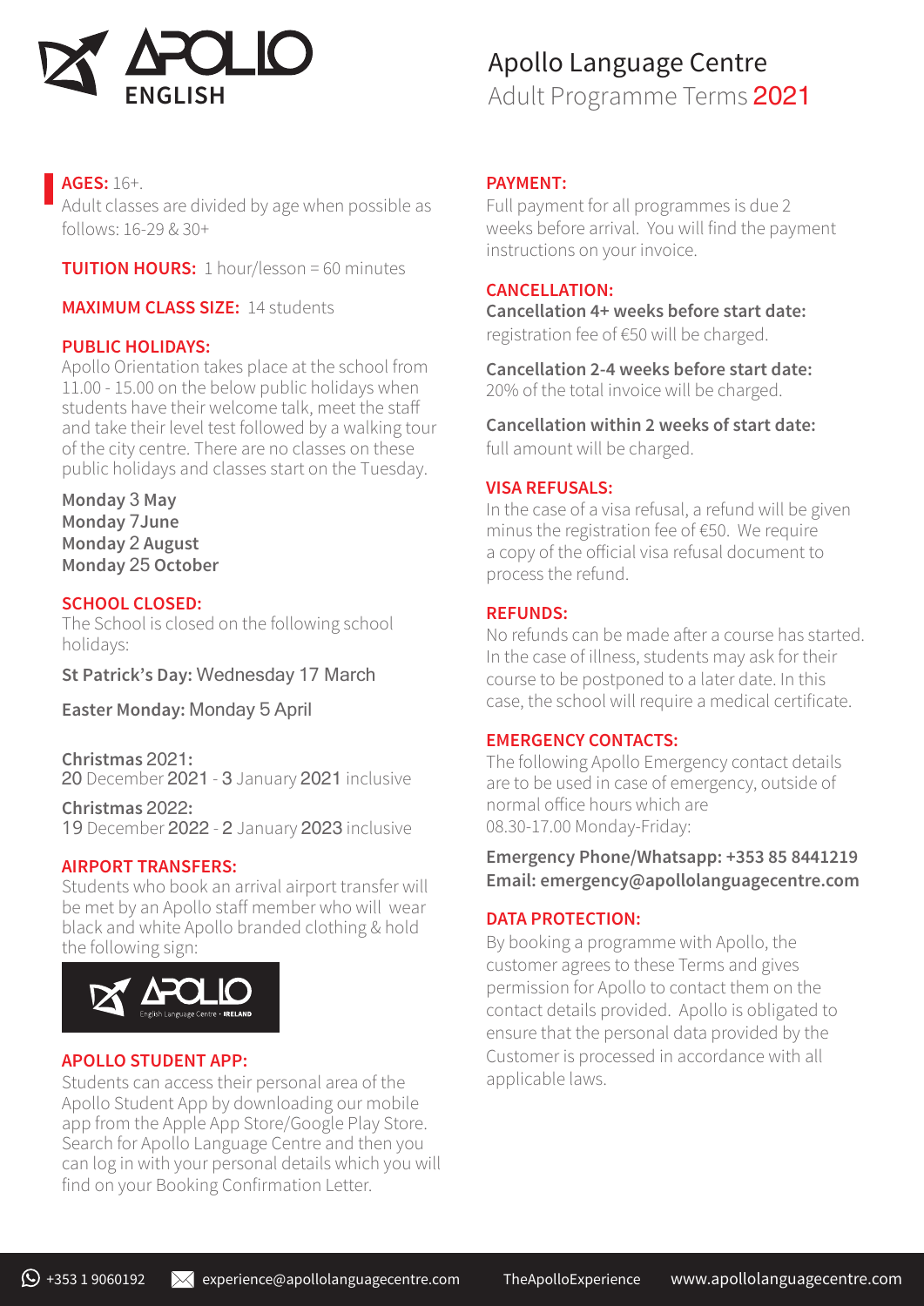# Apollo Language Centre
## Adult Programme Terms 2021

**AGES:** 16+.
Adult classes are divided by age when possible as follows: 16-29 & 30+

**TUITION HOURS:** 1 hour/lesson = 60 minutes

**MAXIMUM CLASS SIZE:** 14 students

**PUBLIC HOLIDAYS:**
Apollo Orientation takes place at the school from 11.00 - 15.00 on the below public holidays when students have their welcome talk, meet the staff and take their level test followed by a walking tour of the city centre. There are no classes on these public holidays and classes start on the Tuesday.

**Monday 3 May**
**Monday 7June**
**Monday 2 August**
**Monday 25 October**

**SCHOOL CLOSED:**
The School is closed on the following school holidays:

**St Patrick's Day:** Wednesday 17 March

**Easter Monday:** Monday 5 April

**Christmas 2021:**
20 December 2021 - 3 January 2021 inclusive

**Christmas 2022:**
19 December 2022 - 2 January 2023 inclusive

**AIRPORT TRANSFERS:**
Students who book an arrival airport transfer will be met by an Apollo staff member who will wear black and white Apollo branded clothing & hold the following sign:

APOLLO English Language Centre • IRELAND

**APOLLO STUDENT APP:**
Students can access their personal area of the Apollo Student App by downloading our mobile app from the Apple App Store/Google Play Store. Search for Apollo Language Centre and then you can log in with your personal details which you will find on your Booking Confirmation Letter.

**PAYMENT:**
Full payment for all programmes is due 2 weeks before arrival. You will find the payment instructions on your invoice.

**CANCELLATION:**
**Cancellation 4+ weeks before start date:**
registration fee of €50 will be charged.

**Cancellation 2-4 weeks before start date:**
20% of the total invoice will be charged.

**Cancellation within 2 weeks of start date:**
full amount will be charged.

**VISA REFUSALS:**
In the case of a visa refusal, a refund will be given minus the registration fee of €50. We require a copy of the official visa refusal document to process the refund.

**REFUNDS:**
No refunds can be made after a course has started. In the case of illness, students may ask for their course to be postponed to a later date. In this case, the school will require a medical certificate.

**EMERGENCY CONTACTS:**
The following Apollo Emergency contact details are to be used in case of emergency, outside of normal office hours which are 08.30-17.00 Monday-Friday:

**Emergency Phone/Whatsapp: +353 85 8441219**
**Email: emergency@apollolanguagecentre.com**

**DATA PROTECTION:**
By booking a programme with Apollo, the customer agrees to these Terms and gives permission for Apollo to contact them on the contact details provided. Apollo is obligated to ensure that the personal data provided by the Customer is processed in accordance with all applicable laws.

+353 1 9060192 | experience@apollolanguagecentre.com | TheApolloExperience | www.apollolanguagecentre.com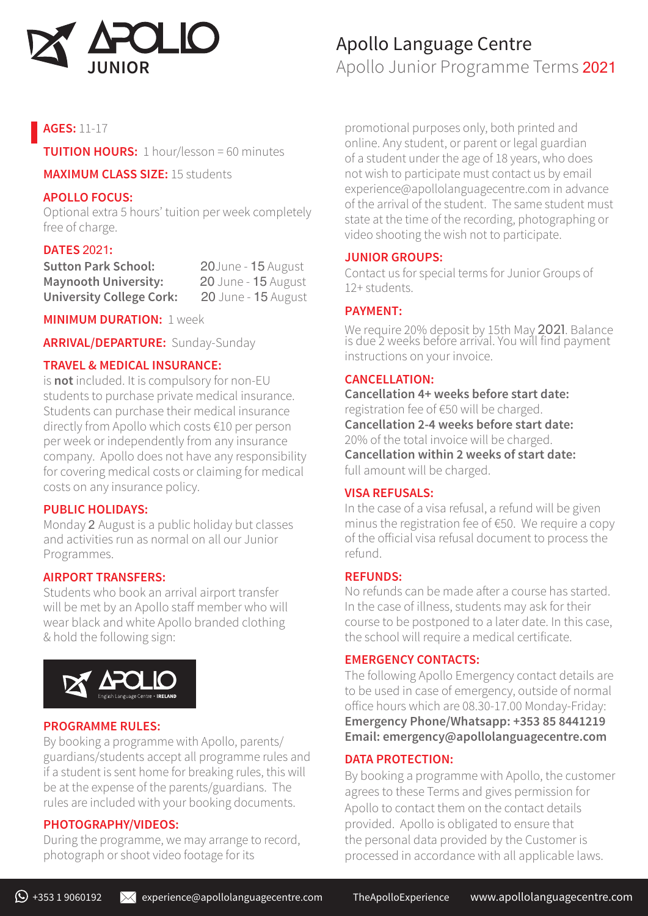# Apollo Language Centre

## Apollo Junior Programme Terms 2021

JUNIOR

**AGES:** 11-17

**TUITION HOURS:** 1 hour/lesson = 60 minutes

**MAXIMUM CLASS SIZE:** 15 students

**APOLLO FOCUS:**
Optional extra 5 hours' tuition per week completely free of charge.

**DATES 2021:**

| | |
|---|---|
| **Sutton Park School:** | 20June - 15 August |
| **Maynooth University:** | 20 June - 15 August |
| **University College Cork:** | 20 June - 15 August |

**MINIMUM DURATION:** 1 week

**ARRIVAL/DEPARTURE:** Sunday-Sunday

**TRAVEL & MEDICAL INSURANCE:**
is **not** included. It is compulsory for non-EU students to purchase private medical insurance. Students can purchase their medical insurance directly from Apollo which costs €10 per person per week or independently from any insurance company. Apollo does not have any responsibility for covering medical costs or claiming for medical costs on any insurance policy.

**PUBLIC HOLIDAYS:**
Monday 2 August is a public holiday but classes and activities run as normal on all our Junior Programmes.

**AIRPORT TRANSFERS:**
Students who book an arrival airport transfer will be met by an Apollo staff member who will wear black and white Apollo branded clothing & hold the following sign:

APOLLO English Language Centre • IRELAND

**PROGRAMME RULES:**
By booking a programme with Apollo, parents/guardians/students accept all programme rules and if a student is sent home for breaking rules, this will be at the expense of the parents/guardians. The rules are included with your booking documents.

**PHOTOGRAPHY/VIDEOS:**
During the programme, we may arrange to record, photograph or shoot video footage for its promotional purposes only, both printed and online. Any student, or parent or legal guardian of a student under the age of 18 years, who does not wish to participate must contact us by email experience@apollolanguagecentre.com in advance of the arrival of the student. The same student must state at the time of the recording, photographing or video shooting the wish not to participate.

**JUNIOR GROUPS:**
Contact us for special terms for Junior Groups of 12+ students.

**PAYMENT:**
We require 20% deposit by 15th May 2021. Balance is due 2 weeks before arrival. You will find payment instructions on your invoice.

**CANCELLATION:**
**Cancellation 4+ weeks before start date:** registration fee of €50 will be charged.
**Cancellation 2-4 weeks before start date:** 20% of the total invoice will be charged.
**Cancellation within 2 weeks of start date:** full amount will be charged.

**VISA REFUSALS:**
In the case of a visa refusal, a refund will be given minus the registration fee of €50. We require a copy of the official visa refusal document to process the refund.

**REFUNDS:**
No refunds can be made after a course has started. In the case of illness, students may ask for their course to be postponed to a later date. In this case, the school will require a medical certificate.

**EMERGENCY CONTACTS:**
The following Apollo Emergency contact details are to be used in case of emergency, outside of normal office hours which are 08.30-17.00 Monday-Friday:
**Emergency Phone/Whatsapp: +353 85 8441219**
**Email: emergency@apollolanguagecentre.com**

**DATA PROTECTION:**
By booking a programme with Apollo, the customer agrees to these Terms and gives permission for Apollo to contact them on the contact details provided. Apollo is obligated to ensure that the personal data provided by the Customer is processed in accordance with all applicable laws.

+353 1 9060192 | experience@apollolanguagecentre.com | TheApolloExperience | www.apollolanguagecentre.com